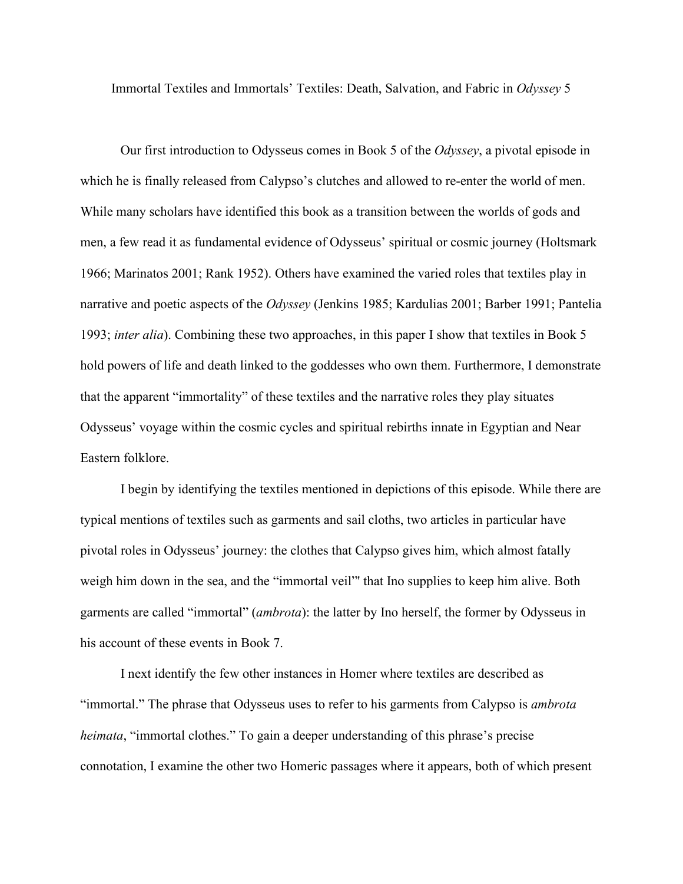# Immortal Textiles and Immortals' Textiles: Death, Salvation, and Fabric in *Odyssey* 5

Our first introduction to Odysseus comes in Book 5 of the *Odyssey*, a pivotal episode in which he is finally released from Calypso's clutches and allowed to re-enter the world of men. While many scholars have identified this book as a transition between the worlds of gods and men, a few read it as fundamental evidence of Odysseus' spiritual or cosmic journey (Holtsmark 1966; Marinatos 2001; Rank 1952). Others have examined the varied roles that textiles play in narrative and poetic aspects of the *Odyssey* (Jenkins 1985; Kardulias 2001; Barber 1991; Pantelia 1993; *inter alia*). Combining these two approaches, in this paper I show that textiles in Book 5 hold powers of life and death linked to the goddesses who own them. Furthermore, I demonstrate that the apparent "immortality" of these textiles and the narrative roles they play situates Odysseus' voyage within the cosmic cycles and spiritual rebirths innate in Egyptian and Near Eastern folklore.

I begin by identifying the textiles mentioned in depictions of this episode. While there are typical mentions of textiles such as garments and sail cloths, two articles in particular have pivotal roles in Odysseus' journey: the clothes that Calypso gives him, which almost fatally weigh him down in the sea, and the "immortal veil"" that Ino supplies to keep him alive. Both garments are called "immortal" (*ambrota*): the latter by Ino herself, the former by Odysseus in his account of these events in Book 7.

I next identify the few other instances in Homer where textiles are described as "immortal." The phrase that Odysseus uses to refer to his garments from Calypso is *ambrota heimata*, "immortal clothes." To gain a deeper understanding of this phrase's precise connotation, I examine the other two Homeric passages where it appears, both of which present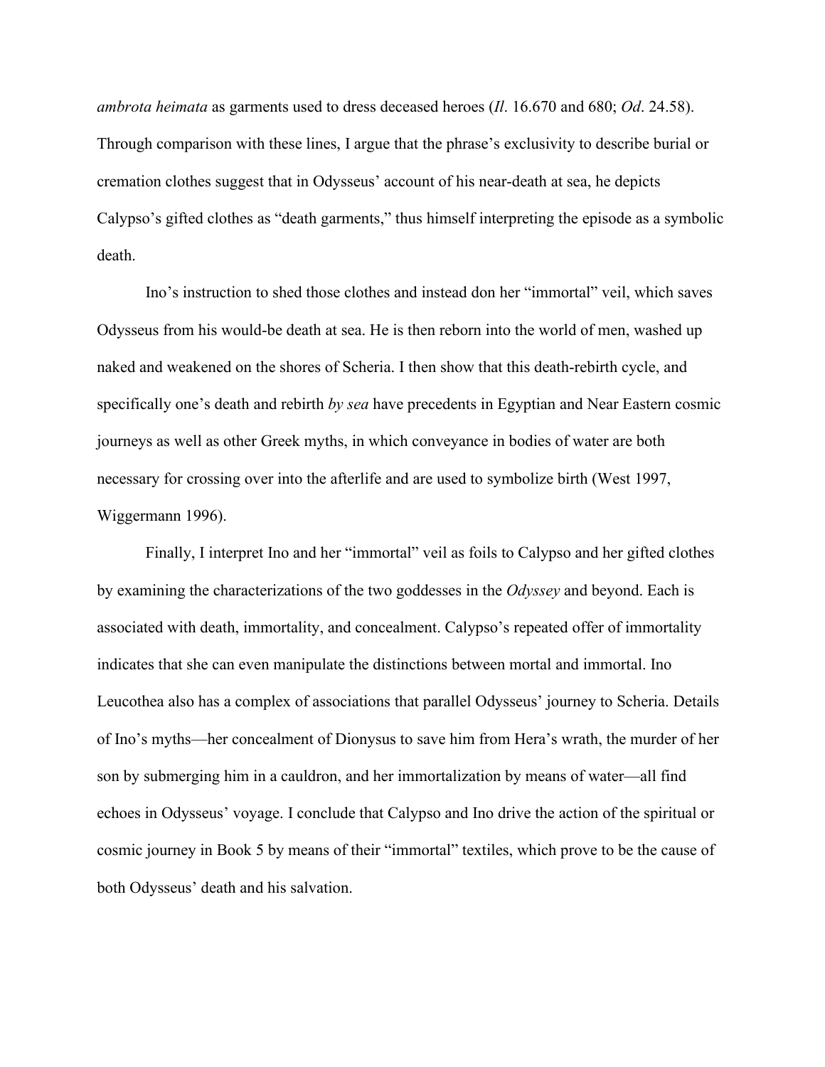*ambrota heimata* as garments used to dress deceased heroes (*Il*. 16.670 and 680; *Od*. 24.58). Through comparison with these lines, I argue that the phrase's exclusivity to describe burial or cremation clothes suggest that in Odysseus' account of his near-death at sea, he depicts Calypso's gifted clothes as "death garments," thus himself interpreting the episode as a symbolic death.

Ino's instruction to shed those clothes and instead don her "immortal" veil, which saves Odysseus from his would-be death at sea. He is then reborn into the world of men, washed up naked and weakened on the shores of Scheria. I then show that this death-rebirth cycle, and specifically one's death and rebirth *by sea* have precedents in Egyptian and Near Eastern cosmic journeys as well as other Greek myths, in which conveyance in bodies of water are both necessary for crossing over into the afterlife and are used to symbolize birth (West 1997, Wiggermann 1996).

Finally, I interpret Ino and her "immortal" veil as foils to Calypso and her gifted clothes by examining the characterizations of the two goddesses in the *Odyssey* and beyond. Each is associated with death, immortality, and concealment. Calypso's repeated offer of immortality indicates that she can even manipulate the distinctions between mortal and immortal. Ino Leucothea also has a complex of associations that parallel Odysseus' journey to Scheria. Details of Ino's myths—her concealment of Dionysus to save him from Hera's wrath, the murder of her son by submerging him in a cauldron, and her immortalization by means of water—all find echoes in Odysseus' voyage. I conclude that Calypso and Ino drive the action of the spiritual or cosmic journey in Book 5 by means of their "immortal" textiles, which prove to be the cause of both Odysseus' death and his salvation.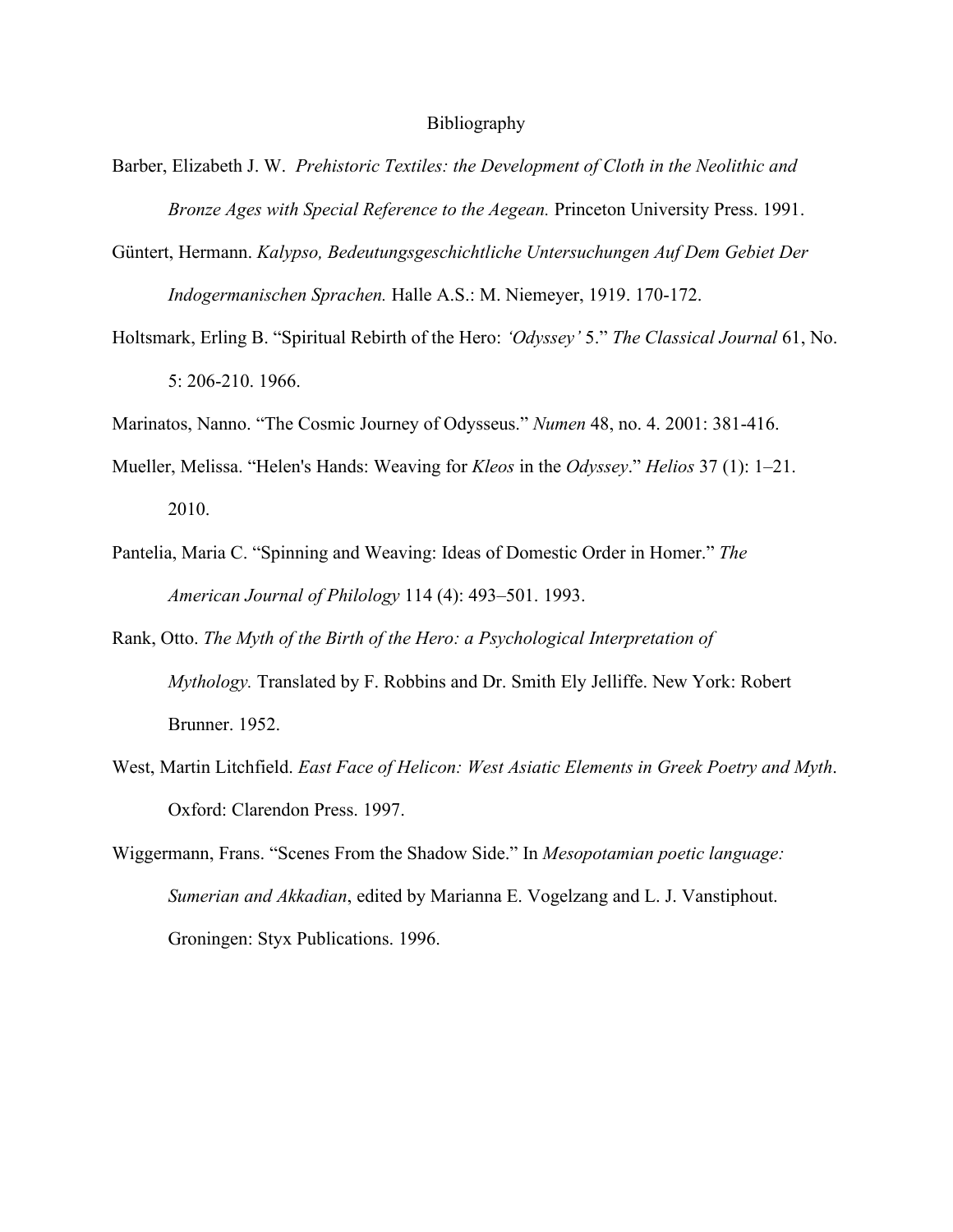# Bibliography

Barber, Elizabeth J. W. *Prehistoric Textiles: the Development of Cloth in the Neolithic and Bronze Ages with Special Reference to the Aegean.* Princeton University Press. 1991.

Güntert, Hermann. *Kalypso, Bedeutungsgeschichtliche Untersuchungen Auf Dem Gebiet Der Indogermanischen Sprachen.* Halle A.S.: M. Niemeyer, 1919. 170-172.

Holtsmark, Erling B. "Spiritual Rebirth of the Hero: *'Odyssey'* 5." *The Classical Journal* 61, No. 5: 206-210. 1966.

Marinatos, Nanno. "The Cosmic Journey of Odysseus." *Numen* 48, no. 4. 2001: 381-416.

Mueller, Melissa. "Helen's Hands: Weaving for *Kleos* in the *Odyssey*." *Helios* 37 (1): 1–21. 2010.

Pantelia, Maria C. "Spinning and Weaving: Ideas of Domestic Order in Homer." *The American Journal of Philology* 114 (4): 493–501. 1993.

Rank, Otto. *The Myth of the Birth of the Hero: a Psychological Interpretation of Mythology.* Translated by F. Robbins and Dr. Smith Ely Jelliffe. New York: Robert Brunner. 1952.

West, Martin Litchfield. *East Face of Helicon: West Asiatic Elements in Greek Poetry and Myth*. Oxford: Clarendon Press. 1997.

Wiggermann, Frans. "Scenes From the Shadow Side." In *Mesopotamian poetic language: Sumerian and Akkadian*, edited by Marianna E. Vogelzang and L. J. Vanstiphout. Groningen: Styx Publications. 1996.